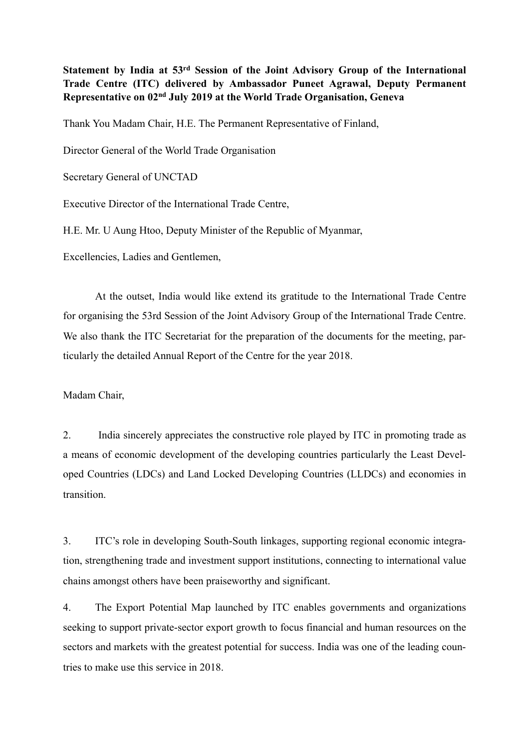**Statement by India at 53rd Session of the Joint Advisory Group of the International Trade Centre (ITC) delivered by Ambassador Puneet Agrawal, Deputy Permanent Representative on 02nd July 2019 at the World Trade Organisation, Geneva**

Thank You Madam Chair, H.E. The Permanent Representative of Finland,

Director General of the World Trade Organisation

Secretary General of UNCTAD

Executive Director of the International Trade Centre,

H.E. Mr. U Aung Htoo, Deputy Minister of the Republic of Myanmar,

Excellencies, Ladies and Gentlemen,

At the outset, India would like extend its gratitude to the International Trade Centre for organising the 53rd Session of the Joint Advisory Group of the International Trade Centre. We also thank the ITC Secretariat for the preparation of the documents for the meeting, particularly the detailed Annual Report of the Centre for the year 2018.

Madam Chair,

2. India sincerely appreciates the constructive role played by ITC in promoting trade as a means of economic development of the developing countries particularly the Least Developed Countries (LDCs) and Land Locked Developing Countries (LLDCs) and economies in transition.

3. ITC's role in developing South-South linkages, supporting regional economic integration, strengthening trade and investment support institutions, connecting to international value chains amongst others have been praiseworthy and significant.

4. The Export Potential Map launched by ITC enables governments and organizations seeking to support private-sector export growth to focus financial and human resources on the sectors and markets with the greatest potential for success. India was one of the leading countries to make use this service in 2018.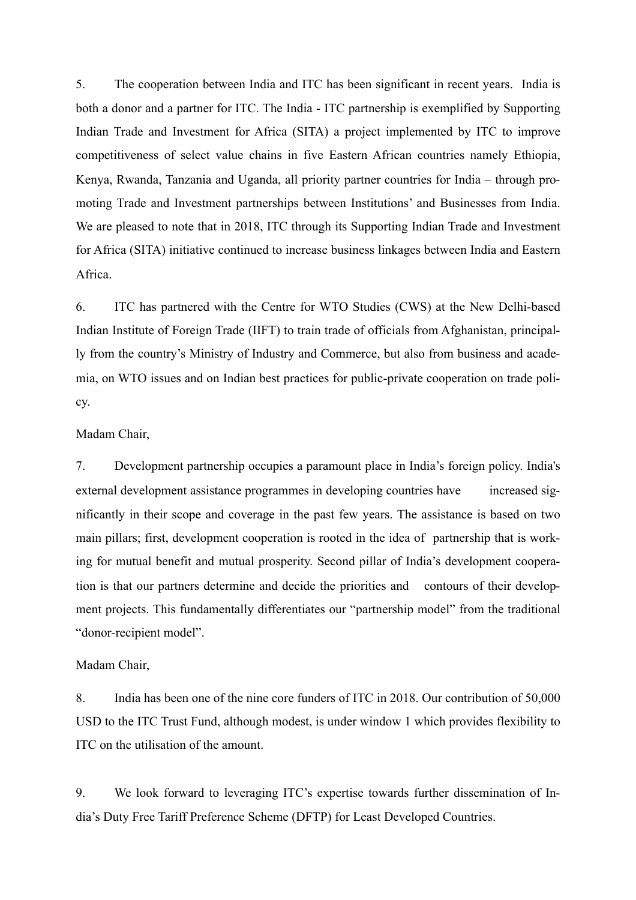5. The cooperation between India and ITC has been significant in recent years. India is both a donor and a partner for ITC. The India - ITC partnership is exemplified by Supporting Indian Trade and Investment for Africa (SITA) a project implemented by ITC to improve competitiveness of select value chains in five Eastern African countries namely Ethiopia, Kenya, Rwanda, Tanzania and Uganda, all priority partner countries for India – through promoting Trade and Investment partnerships between Institutions' and Businesses from India. We are pleased to note that in 2018, ITC through its Supporting Indian Trade and Investment for Africa (SITA) initiative continued to increase business linkages between India and Eastern Africa.

6. ITC has partnered with the Centre for WTO Studies (CWS) at the New Delhi-based Indian Institute of Foreign Trade (IIFT) to train trade of officials from Afghanistan, principally from the country's Ministry of Industry and Commerce, but also from business and academia, on WTO issues and on Indian best practices for public-private cooperation on trade policy.

Madam Chair,

7. Development partnership occupies a paramount place in India's foreign policy. India's external development assistance programmes in developing countries have increased significantly in their scope and coverage in the past few years. The assistance is based on two main pillars; first, development cooperation is rooted in the idea of partnership that is working for mutual benefit and mutual prosperity. Second pillar of India's development cooperation is that our partners determine and decide the priorities and contours of their development projects. This fundamentally differentiates our "partnership model" from the traditional "donor-recipient model".

Madam Chair,

8. India has been one of the nine core funders of ITC in 2018. Our contribution of 50,000 USD to the ITC Trust Fund, although modest, is under window 1 which provides flexibility to ITC on the utilisation of the amount.

9. We look forward to leveraging ITC's expertise towards further dissemination of India's Duty Free Tariff Preference Scheme (DFTP) for Least Developed Countries.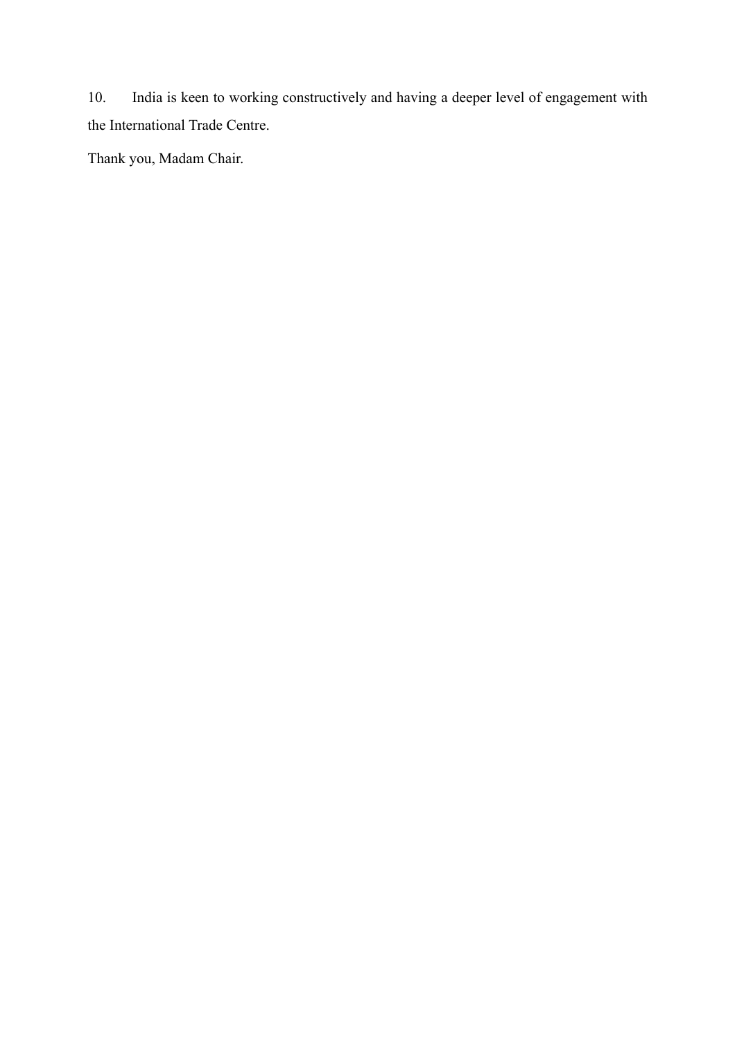10. India is keen to working constructively and having a deeper level of engagement with the International Trade Centre.

Thank you, Madam Chair.